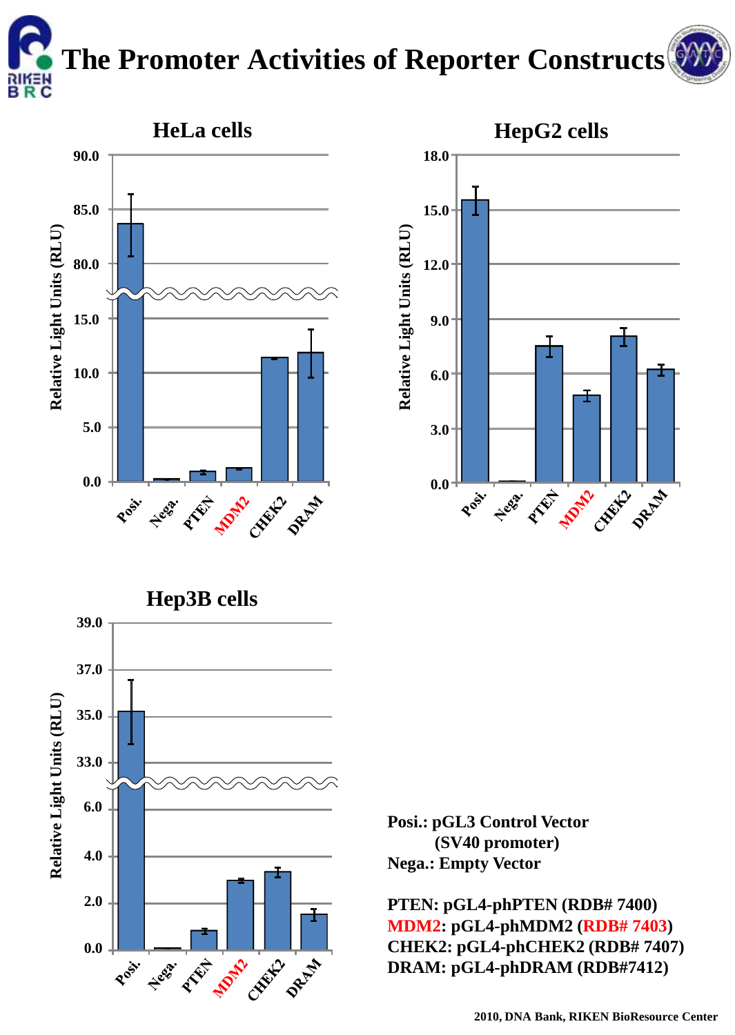# The Promoter Activities of Reporter Constructs

**HeLa cells**

**HepG2 cells**

**Hep3B cells**

**Posi.: pGL3 Control Vector (SV40 promoter)**
**Nega.: Empty Vector**

**PTEN: pGL4-phPTEN (RDB# 7400)**
**MDM2: pGL4-phMDM2 (RDB# 7403)**
**CHEK2: pGL4-phCHEK2 (RDB# 7407)**
**DRAM: pGL4-phDRAM (RDB#7412)**

2010, DNA Bank, RIKEN BioResource Center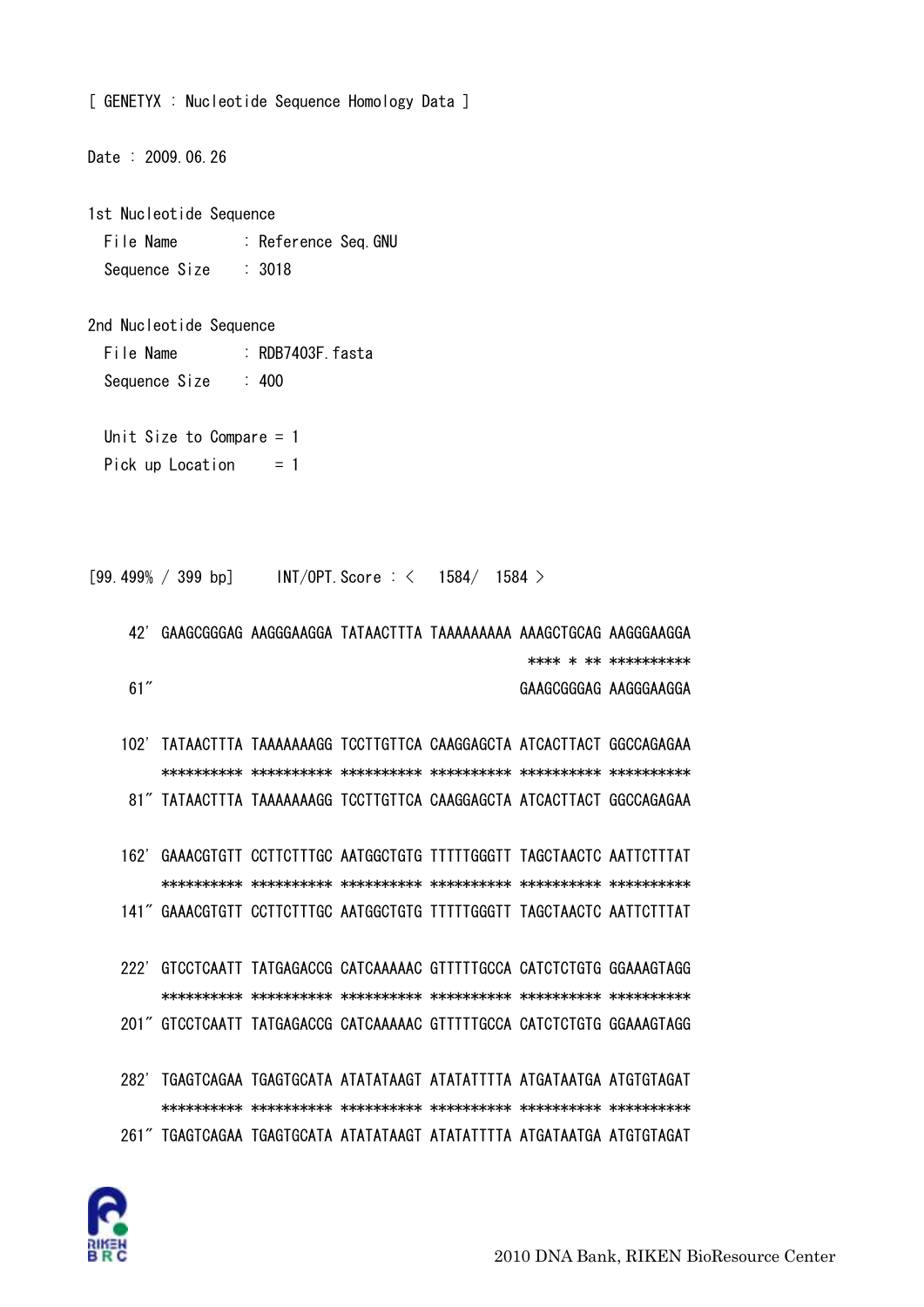[ GENETYX : Nucleotide Sequence Homology Data ]

Date : 2009.06.26

1st Nucleotide Sequence
  File Name      : Reference Seq.GNU
  Sequence Size  : 3018

2nd Nucleotide Sequence
  File Name      : RDB7403F.fasta
  Sequence Size  : 400

  Unit Size to Compare = 1
  Pick up Location     = 1

```
[99.499% / 399 bp]     INT/OPT.Score : <   1584/  1584 >

  42' GAAGCGGGAG AAGGGAAGGA TATAACTTTA TAAAAAAAAA AAAGCTGCAG AAGGGAAGGA
                                                 **** * ** **********
  61"                                            GAAGCGGGAG AAGGGAAGGA

 102' TATAACTTTA TAAAAAAAGG TCCTTGTTCA CAAGGAGCTA ATCACTTACT GGCCAGAGAA
      ********** ********** ********** ********** ********** **********
  81" TATAACTTTA TAAAAAAAGG TCCTTGTTCA CAAGGAGCTA ATCACTTACT GGCCAGAGAA

 162' GAAACGTGTT CCTTCTTTGC AATGGCTGTG TTTTTGGGTT TAGCTAACTC AATTCTTTAT
      ********** ********** ********** ********** ********** **********
 141" GAAACGTGTT CCTTCTTTGC AATGGCTGTG TTTTTGGGTT TAGCTAACTC AATTCTTTAT

 222' GTCCTCAATT TATGAGACCG CATCAAAAAC GTTTTTGCCA CATCTCTGTG GGAAAGTAGG
      ********** ********** ********** ********** ********** **********
 201" GTCCTCAATT TATGAGACCG CATCAAAAAC GTTTTTGCCA CATCTCTGTG GGAAAGTAGG

 282' TGAGTCAGAA TGAGTGCATA ATATATAAGT ATATATTTTA ATGATAATGA ATGTGTAGAT
      ********** ********** ********** ********** ********** **********
 261" TGAGTCAGAA TGAGTGCATA ATATATAAGT ATATATTTTA ATGATAATGA ATGTGTAGAT
```

2010 DNA Bank, RIKEN BioResource Center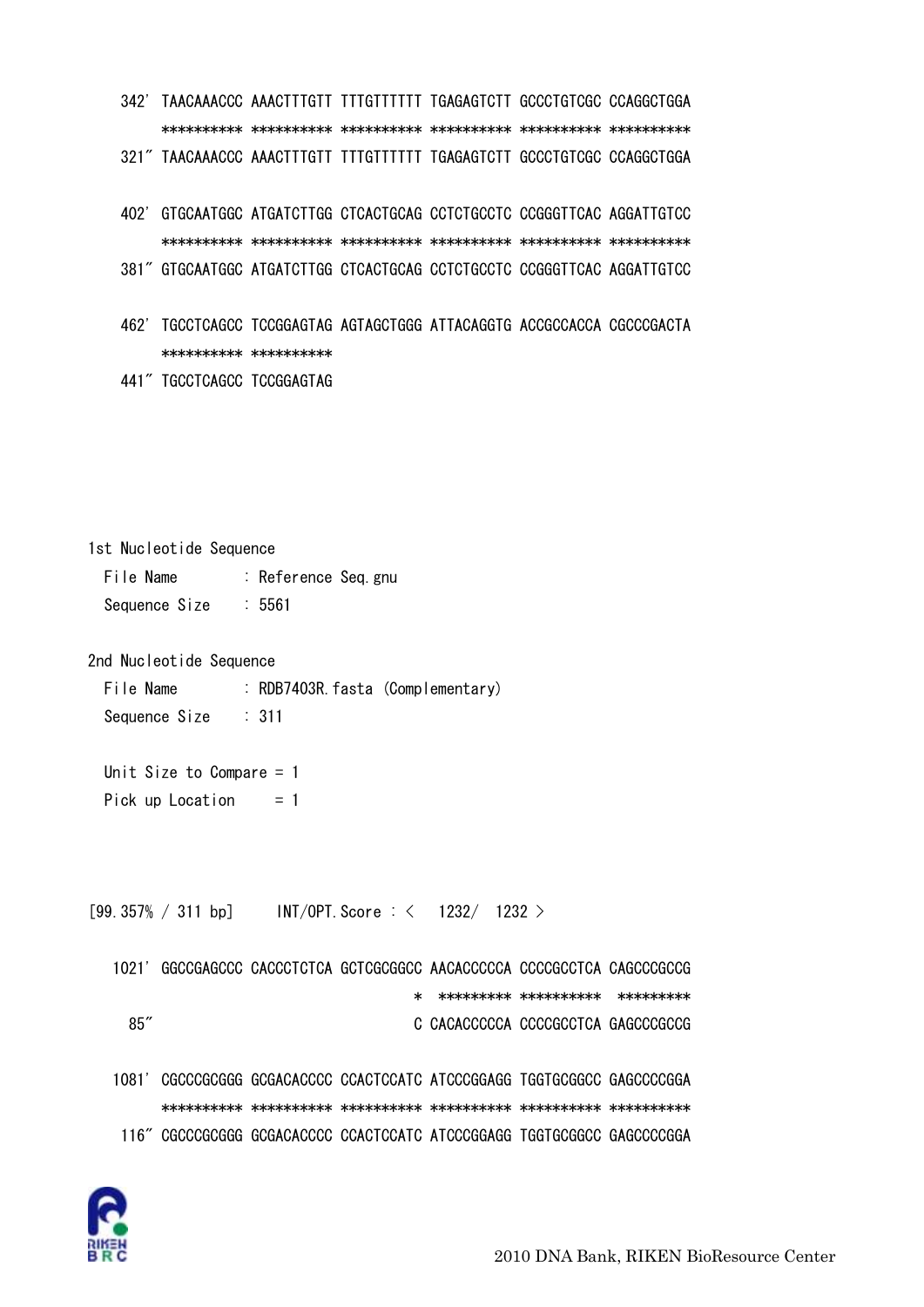```
342' TAACAAACCC AAACTTTGTT TTTGTTTTTT TGAGAGTCTT GCCCTGTCGC CCAGGCTGGA
     ********** ********** ********** ********** ********** **********
321" TAACAAACCC AAACTTTGTT TTTGTTTTTT TGAGAGTCTT GCCCTGTCGC CCAGGCTGGA

402' GTGCAATGGC ATGATCTTGG CTCACTGCAG CCTCTGCCTC CCGGGTTCAC AGGATTGTCC
     ********** ********** ********** ********** ********** **********
381" GTGCAATGGC ATGATCTTGG CTCACTGCAG CCTCTGCCTC CCGGGTTCAC AGGATTGTCC

462' TGCCTCAGCC TCCGGAGTAG AGTAGCTGGG ATTACAGGTG ACCGCCACCA CGCCCGACTA
     ********** **********
441" TGCCTCAGCC TCCGGAGTAG
```

1st Nucleotide Sequence
  File Name      : Reference Seq.gnu
  Sequence Size  : 5561

2nd Nucleotide Sequence
  File Name      : RDB7403R.fasta (Complementary)
  Sequence Size  : 311

  Unit Size to Compare = 1
  Pick up Location     = 1

[99.357% / 311 bp]     INT/OPT.Score : <  1232/  1232 >

```
1021' GGCCGAGCCC CACCCTCTCA GCTCGCGGCC AACACCCCCA CCCCGCCTCA CAGCCCGCCG
                                    * ********* **********  *********
  85"                               C CACACCCCCA CCCCGCCTCA GAGCCCGCCG

1081' CGCCCGCGGG GCGACACCCC CCACTCCATC ATCCCGGAGG TGGTGCGGCC GAGCCCCGGA
      ********** ********** ********** ********** ********** **********
 116" CGCCCGCGGG GCGACACCCC CCACTCCATC ATCCCGGAGG TGGTGCGGCC GAGCCCCGGA
```

2010 DNA Bank, RIKEN BioResource Center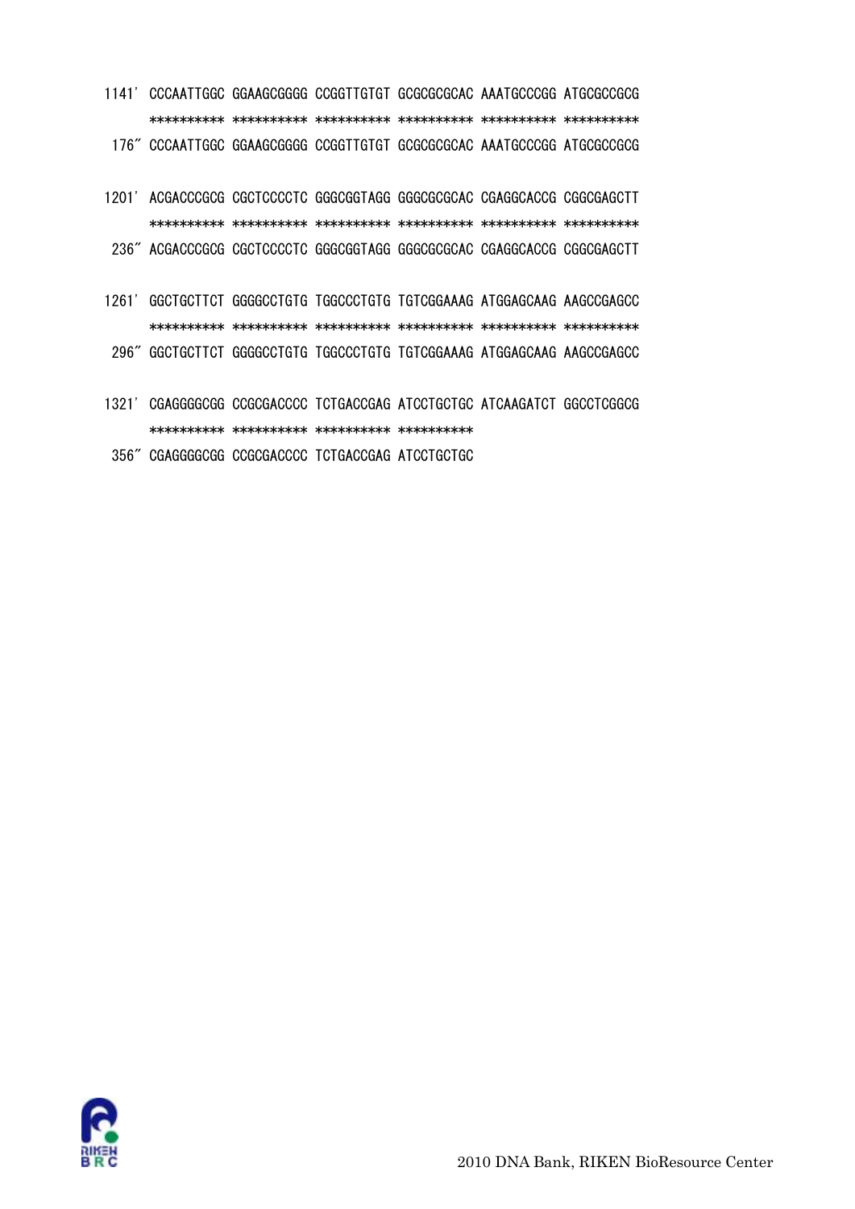```
1141' CCCAATTGGC GGAAGCGGGG CCGGTTGTGT GCGCGCGCAC AAATGCCCGG ATGCGCCGCG
      ********** ********** ********** ********** ********** **********
 176" CCCAATTGGC GGAAGCGGGG CCGGTTGTGT GCGCGCGCAC AAATGCCCGG ATGCGCCGCG

1201' ACGACCCGCG CGCTCCCCTC GGGCGGTAGG GGGCGCGCAC CGAGGCACCG CGGCGAGCTT
      ********** ********** ********** ********** ********** **********
 236" ACGACCCGCG CGCTCCCCTC GGGCGGTAGG GGGCGCGCAC CGAGGCACCG CGGCGAGCTT

1261' GGCTGCTTCT GGGGCCTGTG TGGCCCTGTG TGTCGGAAAG ATGGAGCAAG AAGCCGAGCC
      ********** ********** ********** ********** ********** **********
 296" GGCTGCTTCT GGGGCCTGTG TGGCCCTGTG TGTCGGAAAG ATGGAGCAAG AAGCCGAGCC

1321' CGAGGGGCGG CCGCGACCCC TCTGACCGAG ATCCTGCTGC ATCAAGATCT GGCCTCGGCG
      ********** ********** ********** **********
 356" CGAGGGGCGG CCGCGACCCC TCTGACCGAG ATCCTGCTGC
```

2010 DNA Bank, RIKEN BioResource Center